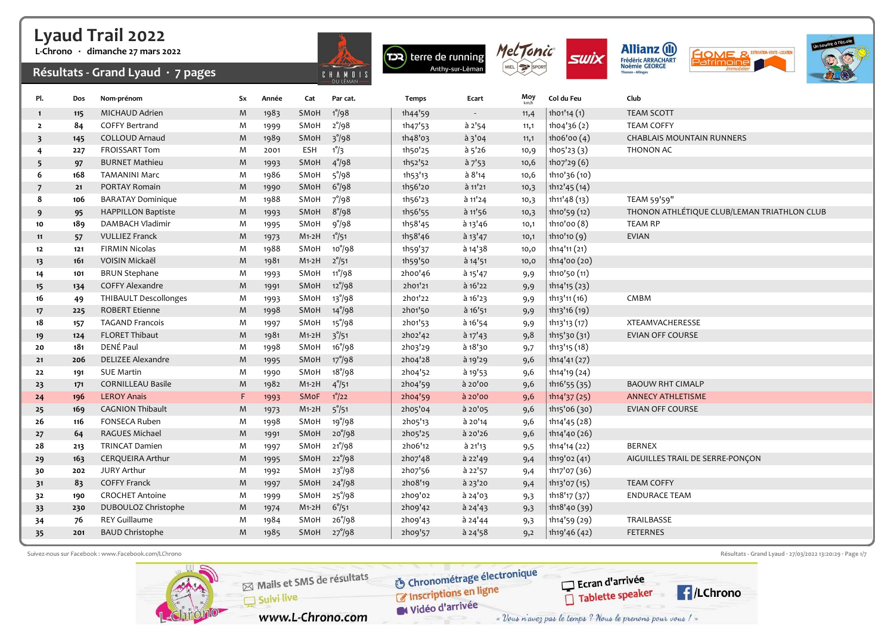# Lyaud Trail 2022

L-Chrono · dimanche 27 mars 2022

## Résultats - Grand Lyaud · 7 pages

| Pl. | Dos | Nom-prénom | Sx | Année | Cat | Par cat. | Temps | Ecart | Moy km/h | Col du Feu | Club |
|---|---|---|---|---|---|---|---|---|---|---|---|
| 1 | 115 | MICHAUD Adrien | M | 1983 | SMoH | 1°/98 | 1h44'59 | - | 11,4 | 1h01'14 (1) | TEAM SCOTT |
| 2 | 84 | COFFY Bertrand | M | 1999 | SMoH | 2°/98 | 1h47'53 | à 2'54 | 11,1 | 1h04'36 (2) | TEAM COFFY |
| 3 | 145 | COLLOUD Arnaud | M | 1989 | SMoH | 3°/98 | 1h48'03 | à 3'04 | 11,1 | 1h06'00 (4) | CHABLAIS MOUNTAIN RUNNERS |
| 4 | 227 | FROISSART Tom | M | 2001 | ESH | 1°/3 | 1h50'25 | à 5'26 | 10,9 | 1h05'23 (3) | THONON AC |
| 5 | 97 | BURNET Mathieu | M | 1993 | SMoH | 4°/98 | 1h52'52 | à 7'53 | 10,6 | 1h07'29 (6) | |
| 6 | 168 | TAMANINI Marc | M | 1986 | SMoH | 5°/98 | 1h53'13 | à 8'14 | 10,6 | 1h10'36 (10) | |
| 7 | 21 | PORTAY Romain | M | 1990 | SMoH | 6°/98 | 1h56'20 | à 11'21 | 10,3 | 1h12'45 (14) | |
| 8 | 106 | BARATAY Dominique | M | 1988 | SMoH | 7°/98 | 1h56'23 | à 11'24 | 10,3 | 1h11'48 (13) | TEAM 59'59" |
| 9 | 95 | HAPPILLON Baptiste | M | 1993 | SMoH | 8°/98 | 1h56'55 | à 11'56 | 10,3 | 1h10'59 (12) | THONON ATHLÉTIQUE CLUB/LEMAN TRIATHLON CLUB |
| 10 | 189 | DAMBACH Vladimir | M | 1995 | SMoH | 9°/98 | 1h58'45 | à 13'46 | 10,1 | 1h10'00 (8) | TEAM RP |
| 11 | 57 | VULLIEZ Franck | M | 1973 | M1-2H | 1°/51 | 1h58'46 | à 13'47 | 10,1 | 1h10'10 (9) | EVIAN |
| 12 | 121 | FIRMIN Nicolas | M | 1988 | SMoH | 10°/98 | 1h59'37 | à 14'38 | 10,0 | 1h14'11 (21) | |
| 13 | 161 | VOISIN Mickaël | M | 1981 | M1-2H | 2°/51 | 1h59'50 | à 14'51 | 10,0 | 1h14'00 (20) | |
| 14 | 101 | BRUN Stephane | M | 1993 | SMoH | 11°/98 | 2h00'46 | à 15'47 | 9,9 | 1h10'50 (11) | |
| 15 | 134 | COFFY Alexandre | M | 1991 | SMoH | 12°/98 | 2h01'21 | à 16'22 | 9,9 | 1h14'15 (23) | |
| 16 | 49 | THIBAULT Descollonges | M | 1993 | SMoH | 13°/98 | 2h01'22 | à 16'23 | 9,9 | 1h13'11 (16) | CMBM |
| 17 | 225 | ROBERT Etienne | M | 1998 | SMoH | 14°/98 | 2h01'50 | à 16'51 | 9,9 | 1h13'16 (19) | |
| 18 | 157 | TAGAND Francois | M | 1997 | SMoH | 15°/98 | 2h01'53 | à 16'54 | 9,9 | 1h13'13 (17) | XTEAMVACHERESSE |
| 19 | 124 | FLORET Thibaut | M | 1981 | M1-2H | 3°/51 | 2h02'42 | à 17'43 | 9,8 | 1h15'30 (31) | EVIAN OFF COURSE |
| 20 | 181 | DENÉ Paul | M | 1998 | SMoH | 16°/98 | 2h03'29 | à 18'30 | 9,7 | 1h13'15 (18) | |
| 21 | 206 | DELIZEE Alexandre | M | 1995 | SMoH | 17°/98 | 2h04'28 | à 19'29 | 9,6 | 1h14'41 (27) | |
| 22 | 191 | SUE Martin | M | 1990 | SMoH | 18°/98 | 2h04'52 | à 19'53 | 9,6 | 1h14'19 (24) | |
| 23 | 171 | CORNILLEAU Basile | M | 1982 | M1-2H | 4°/51 | 2h04'59 | à 20'00 | 9,6 | 1h16'55 (35) | BAOUW RHT CIMALP |
| 24 | 196 | LEROY Anais | F | 1993 | SMoF | 1°/22 | 2h04'59 | à 20'00 | 9,6 | 1h14'37 (25) | ANNECY ATHLETISME |
| 25 | 169 | CAGNION Thibault | M | 1973 | M1-2H | 5°/51 | 2h05'04 | à 20'05 | 9,6 | 1h15'06 (30) | EVIAN OFF COURSE |
| 26 | 116 | FONSECA Ruben | M | 1998 | SMoH | 19°/98 | 2h05'13 | à 20'14 | 9,6 | 1h14'45 (28) | |
| 27 | 64 | RAGUES Michael | M | 1991 | SMoH | 20°/98 | 2h05'25 | à 20'26 | 9,6 | 1h14'40 (26) | |
| 28 | 213 | TRINCAT Damien | M | 1997 | SMoH | 21°/98 | 2h06'12 | à 21'13 | 9,5 | 1h14'14 (22) | BERNEX |
| 29 | 163 | CERQUEIRA Arthur | M | 1995 | SMoH | 22°/98 | 2h07'48 | à 22'49 | 9,4 | 1h19'02 (41) | AIGUILLES TRAIL DE SERRE-PONÇON |
| 30 | 202 | JURY Arthur | M | 1992 | SMoH | 23°/98 | 2h07'56 | à 22'57 | 9,4 | 1h17'07 (36) | |
| 31 | 83 | COFFY Franck | M | 1997 | SMoH | 24°/98 | 2h08'19 | à 23'20 | 9,4 | 1h13'07 (15) | TEAM COFFY |
| 32 | 190 | CROCHET Antoine | M | 1999 | SMoH | 25°/98 | 2h09'02 | à 24'03 | 9,3 | 1h18'17 (37) | ENDURACE TEAM |
| 33 | 230 | DUBOULOZ Christophe | M | 1974 | M1-2H | 6°/51 | 2h09'42 | à 24'43 | 9,3 | 1h18'40 (39) | |
| 34 | 76 | REY Guillaume | M | 1984 | SMoH | 26°/98 | 2h09'43 | à 24'44 | 9,3 | 1h14'59 (29) | TRAILBASSE |
| 35 | 201 | BAUD Christophe | M | 1985 | SMoH | 27°/98 | 2h09'57 | à 24'58 | 9,2 | 1h19'46 (42) | FETERNES |

Suivez-nous sur Facebook : www.Facebook.com/LChrono

Résultats - Grand Lyaud - 27/03/2022 13:20:29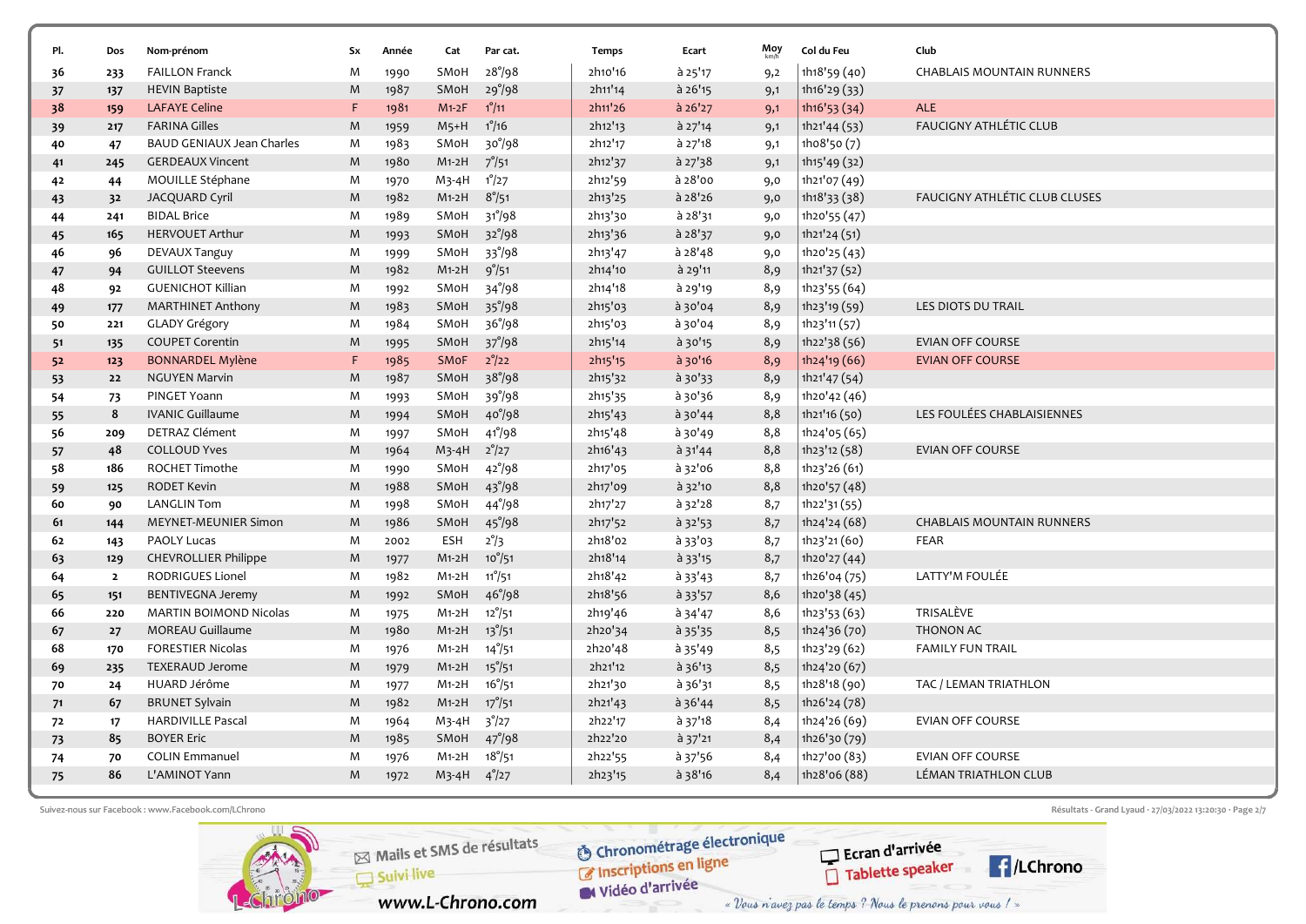| Pl. | Dos | Nom-prénom | Sx | Année | Cat | Par cat. | Temps | Ecart | Moy km/h | Col du Feu | Club |
|---|---|---|---|---|---|---|---|---|---|---|---|
| 36 | 233 | FAILLON Franck | M | 1990 | SMoH | 28°/98 | 2h10'16 | à 25'17 | 9,2 | 1h18'59 (40) | CHABLAIS MOUNTAIN RUNNERS |
| 37 | 137 | HEVIN Baptiste | M | 1987 | SMoH | 29°/98 | 2h11'14 | à 26'15 | 9,1 | 1h16'29 (33) | |
| 38 | 159 | LAFAYE Celine | F | 1981 | M1-2F | 1°/11 | 2h11'26 | à 26'27 | 9,1 | 1h16'53 (34) | ALE |
| 39 | 217 | FARINA Gilles | M | 1959 | M5+H | 1°/16 | 2h12'13 | à 27'14 | 9,1 | 1h21'44 (53) | FAUCIGNY ATHLÉTIC CLUB |
| 40 | 47 | BAUD GENIAUX Jean Charles | M | 1983 | SMoH | 30°/98 | 2h12'17 | à 27'18 | 9,1 | 1h08'50 (7) | |
| 41 | 245 | GERDEAUX Vincent | M | 1980 | M1-2H | 7°/51 | 2h12'37 | à 27'38 | 9,1 | 1h15'49 (32) | |
| 42 | 44 | MOUILLE Stéphane | M | 1970 | M3-4H | 1°/27 | 2h12'59 | à 28'00 | 9,0 | 1h21'07 (49) | |
| 43 | 32 | JACQUARD Cyril | M | 1982 | M1-2H | 8°/51 | 2h13'25 | à 28'26 | 9,0 | 1h18'33 (38) | FAUCIGNY ATHLÉTIC CLUB CLUSES |
| 44 | 241 | BIDAL Brice | M | 1989 | SMoH | 31°/98 | 2h13'30 | à 28'31 | 9,0 | 1h20'55 (47) | |
| 45 | 165 | HERVOUET Arthur | M | 1993 | SMoH | 32°/98 | 2h13'36 | à 28'37 | 9,0 | 1h21'24 (51) | |
| 46 | 96 | DEVAUX Tanguy | M | 1999 | SMoH | 33°/98 | 2h13'47 | à 28'48 | 9,0 | 1h20'25 (43) | |
| 47 | 94 | GUILLOT Steevens | M | 1982 | M1-2H | 9°/51 | 2h14'10 | à 29'11 | 8,9 | 1h21'37 (52) | |
| 48 | 92 | GUENICHOT Killian | M | 1992 | SMoH | 34°/98 | 2h14'18 | à 29'19 | 8,9 | 1h23'55 (64) | |
| 49 | 177 | MARTHINET Anthony | M | 1983 | SMoH | 35°/98 | 2h15'03 | à 30'04 | 8,9 | 1h23'19 (59) | LES DIOTS DU TRAIL |
| 50 | 221 | GLADY Grégory | M | 1984 | SMoH | 36°/98 | 2h15'03 | à 30'04 | 8,9 | 1h23'11 (57) | |
| 51 | 135 | COUPET Corentin | M | 1995 | SMoH | 37°/98 | 2h15'14 | à 30'15 | 8,9 | 1h22'38 (56) | EVIAN OFF COURSE |
| 52 | 123 | BONNARDEL Mylène | F | 1985 | SMoF | 2°/22 | 2h15'15 | à 30'16 | 8,9 | 1h24'19 (66) | EVIAN OFF COURSE |
| 53 | 22 | NGUYEN Marvin | M | 1987 | SMoH | 38°/98 | 2h15'32 | à 30'33 | 8,9 | 1h21'47 (54) | |
| 54 | 73 | PINGET Yoann | M | 1993 | SMoH | 39°/98 | 2h15'35 | à 30'36 | 8,9 | 1h20'42 (46) | |
| 55 | 8 | IVANIC Guillaume | M | 1994 | SMoH | 40°/98 | 2h15'43 | à 30'44 | 8,8 | 1h21'16 (50) | LES FOULÉES CHABLAISIENNES |
| 56 | 209 | DETRAZ Clément | M | 1997 | SMoH | 41°/98 | 2h15'48 | à 30'49 | 8,8 | 1h24'05 (65) | |
| 57 | 48 | COLLOUD Yves | M | 1964 | M3-4H | 2°/27 | 2h16'43 | à 31'44 | 8,8 | 1h23'12 (58) | EVIAN OFF COURSE |
| 58 | 186 | ROCHET Timothe | M | 1990 | SMoH | 42°/98 | 2h17'05 | à 32'06 | 8,8 | 1h23'26 (61) | |
| 59 | 125 | RODET Kevin | M | 1988 | SMoH | 43°/98 | 2h17'09 | à 32'10 | 8,8 | 1h20'57 (48) | |
| 60 | 90 | LANGLIN Tom | M | 1998 | SMoH | 44°/98 | 2h17'27 | à 32'28 | 8,7 | 1h22'31 (55) | |
| 61 | 144 | MEYNET-MEUNIER Simon | M | 1986 | SMoH | 45°/98 | 2h17'52 | à 32'53 | 8,7 | 1h24'24 (68) | CHABLAIS MOUNTAIN RUNNERS |
| 62 | 143 | PAOLY Lucas | M | 2002 | ESH | 2°/3 | 2h18'02 | à 33'03 | 8,7 | 1h23'21 (60) | FEAR |
| 63 | 129 | CHEVROLLIER Philippe | M | 1977 | M1-2H | 10°/51 | 2h18'14 | à 33'15 | 8,7 | 1h20'27 (44) | |
| 64 | 2 | RODRIGUES Lionel | M | 1982 | M1-2H | 11°/51 | 2h18'42 | à 33'43 | 8,7 | 1h26'04 (75) | LATTY'M FOULÉE |
| 65 | 151 | BENTIVEGNA Jeremy | M | 1992 | SMoH | 46°/98 | 2h18'56 | à 33'57 | 8,6 | 1h20'38 (45) | |
| 66 | 220 | MARTIN BOIMOND Nicolas | M | 1975 | M1-2H | 12°/51 | 2h19'46 | à 34'47 | 8,6 | 1h23'53 (63) | TRISALÈVE |
| 67 | 27 | MOREAU Guillaume | M | 1980 | M1-2H | 13°/51 | 2h20'34 | à 35'35 | 8,5 | 1h24'36 (70) | THONON AC |
| 68 | 170 | FORESTIER Nicolas | M | 1976 | M1-2H | 14°/51 | 2h20'48 | à 35'49 | 8,5 | 1h23'29 (62) | FAMILY FUN TRAIL |
| 69 | 235 | TEXERAUD Jerome | M | 1979 | M1-2H | 15°/51 | 2h21'12 | à 36'13 | 8,5 | 1h24'20 (67) | |
| 70 | 24 | HUARD Jérôme | M | 1977 | M1-2H | 16°/51 | 2h21'30 | à 36'31 | 8,5 | 1h28'18 (90) | TAC / LEMAN TRIATHLON |
| 71 | 67 | BRUNET Sylvain | M | 1982 | M1-2H | 17°/51 | 2h21'43 | à 36'44 | 8,5 | 1h26'24 (78) | |
| 72 | 17 | HARDIVILLE Pascal | M | 1964 | M3-4H | 3°/27 | 2h22'17 | à 37'18 | 8,4 | 1h24'26 (69) | EVIAN OFF COURSE |
| 73 | 85 | BOYER Eric | M | 1985 | SMoH | 47°/98 | 2h22'20 | à 37'21 | 8,4 | 1h26'30 (79) | |
| 74 | 70 | COLIN Emmanuel | M | 1976 | M1-2H | 18°/51 | 2h22'55 | à 37'56 | 8,4 | 1h27'00 (83) | EVIAN OFF COURSE |
| 75 | 86 | L'AMINOT Yann | M | 1972 | M3-4H | 4°/27 | 2h23'15 | à 38'16 | 8,4 | 1h28'06 (88) | LÉMAN TRIATHLON CLUB |

Suivez-nous sur Facebook : www.Facebook.com/LChrono

Résultats - Grand Lyaud - 27/03/2022 13:20:30

Mails et SMS de résultats
Suivi live
www.L-Chrono.com
Chronométrage électronique
Inscriptions en ligne
Vidéo d'arrivée
Ecran d'arrivée
Tablette speaker
/LChrono
« Vous n'avez pas le temps ? Nous le prenons pour vous ! »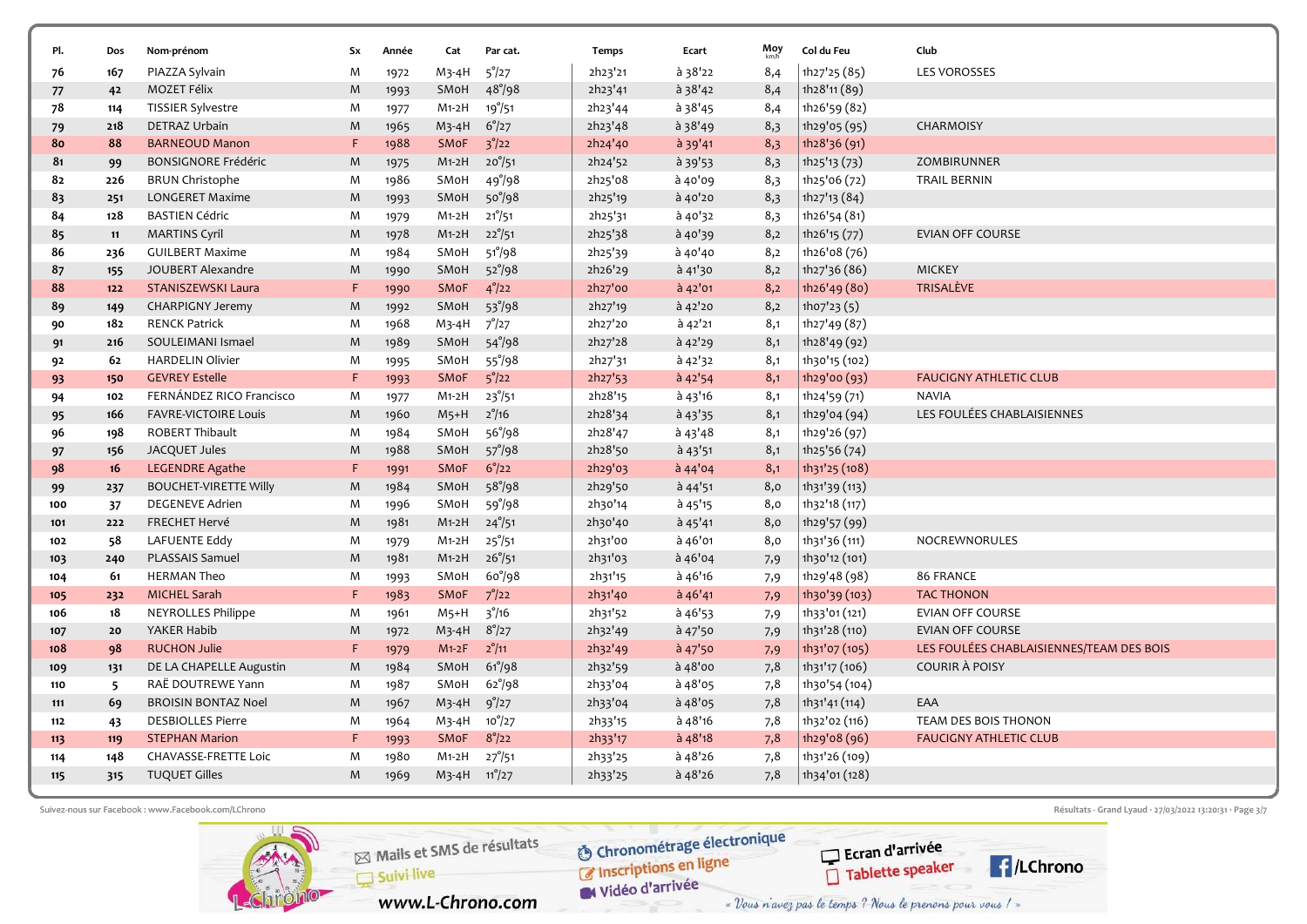| Pl. | Dos | Nom-prénom | Sx | Année | Cat | Par cat. | Temps | Ecart | Moy km/h | Col du Feu | Club |
|---|---|---|---|---|---|---|---|---|---|---|---|
| 76 | 167 | PIAZZA Sylvain | M | 1972 | M3-4H | 5°/27 | 2h23'21 | à 38'22 | 8,4 | 1h27'25 (85) | LES VOROSSES |
| 77 | 42 | MOZET Félix | M | 1993 | SMoH | 48°/98 | 2h23'41 | à 38'42 | 8,4 | 1h28'11 (89) | |
| 78 | 114 | TISSIER Sylvestre | M | 1977 | M1-2H | 19°/51 | 2h23'44 | à 38'45 | 8,4 | 1h26'59 (82) | |
| 79 | 218 | DETRAZ Urbain | M | 1965 | M3-4H | 6°/27 | 2h23'48 | à 38'49 | 8,3 | 1h29'05 (95) | CHARMOISY |
| 80 | 88 | BARNEOUD Manon | F | 1988 | SMoF | 3°/22 | 2h24'40 | à 39'41 | 8,3 | 1h28'36 (91) | |
| 81 | 99 | BONSIGNORE Frédéric | M | 1975 | M1-2H | 20°/51 | 2h24'52 | à 39'53 | 8,3 | 1h25'13 (73) | ZOMBIRUNNER |
| 82 | 226 | BRUN Christophe | M | 1986 | SMoH | 49°/98 | 2h25'08 | à 40'09 | 8,3 | 1h25'06 (72) | TRAIL BERNIN |
| 83 | 251 | LONGERET Maxime | M | 1993 | SMoH | 50°/98 | 2h25'19 | à 40'20 | 8,3 | 1h27'13 (84) | |
| 84 | 128 | BASTIEN Cédric | M | 1979 | M1-2H | 21°/51 | 2h25'31 | à 40'32 | 8,3 | 1h26'54 (81) | |
| 85 | 11 | MARTINS Cyril | M | 1978 | M1-2H | 22°/51 | 2h25'38 | à 40'39 | 8,2 | 1h26'15 (77) | EVIAN OFF COURSE |
| 86 | 236 | GUILBERT Maxime | M | 1984 | SMoH | 51°/98 | 2h25'39 | à 40'40 | 8,2 | 1h26'08 (76) | |
| 87 | 155 | JOUBERT Alexandre | M | 1990 | SMoH | 52°/98 | 2h26'29 | à 41'30 | 8,2 | 1h27'36 (86) | MICKEY |
| 88 | 122 | STANISZEWSKI Laura | F | 1990 | SMoF | 4°/22 | 2h27'00 | à 42'01 | 8,2 | 1h26'49 (80) | TRISALÈVE |
| 89 | 149 | CHARPIGNY Jeremy | M | 1992 | SMoH | 53°/98 | 2h27'19 | à 42'20 | 8,2 | 1h07'23 (5) | |
| 90 | 182 | RENCK Patrick | M | 1968 | M3-4H | 7°/27 | 2h27'20 | à 42'21 | 8,1 | 1h27'49 (87) | |
| 91 | 216 | SOULEIMANI Ismael | M | 1989 | SMoH | 54°/98 | 2h27'28 | à 42'29 | 8,1 | 1h28'49 (92) | |
| 92 | 62 | HARDELIN Olivier | M | 1995 | SMoH | 55°/98 | 2h27'31 | à 42'32 | 8,1 | 1h30'15 (102) | |
| 93 | 150 | GEVREY Estelle | F | 1993 | SMoF | 5°/22 | 2h27'53 | à 42'54 | 8,1 | 1h29'00 (93) | FAUCIGNY ATHLETIC CLUB |
| 94 | 102 | FERNÁNDEZ RICO Francisco | M | 1977 | M1-2H | 23°/51 | 2h28'15 | à 43'16 | 8,1 | 1h24'59 (71) | NAVIA |
| 95 | 166 | FAVRE-VICTOIRE Louis | M | 1960 | M5+H | 2°/16 | 2h28'34 | à 43'35 | 8,1 | 1h29'04 (94) | LES FOULÉES CHABLAISIENNES |
| 96 | 198 | ROBERT Thibault | M | 1984 | SMoH | 56°/98 | 2h28'47 | à 43'48 | 8,1 | 1h29'26 (97) | |
| 97 | 156 | JACQUET Jules | M | 1988 | SMoH | 57°/98 | 2h28'50 | à 43'51 | 8,1 | 1h25'56 (74) | |
| 98 | 16 | LEGENDRE Agathe | F | 1991 | SMoF | 6°/22 | 2h29'03 | à 44'04 | 8,1 | 1h31'25 (108) | |
| 99 | 237 | BOUCHET-VIRETTE Willy | M | 1984 | SMoH | 58°/98 | 2h29'50 | à 44'51 | 8,0 | 1h31'39 (113) | |
| 100 | 37 | DEGENEVE Adrien | M | 1996 | SMoH | 59°/98 | 2h30'14 | à 45'15 | 8,0 | 1h32'18 (117) | |
| 101 | 222 | FRECHET Hervé | M | 1981 | M1-2H | 24°/51 | 2h30'40 | à 45'41 | 8,0 | 1h29'57 (99) | |
| 102 | 58 | LAFUENTE Eddy | M | 1979 | M1-2H | 25°/51 | 2h31'00 | à 46'01 | 8,0 | 1h31'36 (111) | NOCREWNORULES |
| 103 | 240 | PLASSAIS Samuel | M | 1981 | M1-2H | 26°/51 | 2h31'03 | à 46'04 | 7,9 | 1h30'12 (101) | |
| 104 | 61 | HERMAN Theo | M | 1993 | SMoH | 60°/98 | 2h31'15 | à 46'16 | 7,9 | 1h29'48 (98) | 86 FRANCE |
| 105 | 232 | MICHEL Sarah | F | 1983 | SMoF | 7°/22 | 2h31'40 | à 46'41 | 7,9 | 1h30'39 (103) | TAC THONON |
| 106 | 18 | NEYROLLES Philippe | M | 1961 | M5+H | 3°/16 | 2h31'52 | à 46'53 | 7,9 | 1h33'01 (121) | EVIAN OFF COURSE |
| 107 | 20 | YAKER Habib | M | 1972 | M3-4H | 8°/27 | 2h32'49 | à 47'50 | 7,9 | 1h31'28 (110) | EVIAN OFF COURSE |
| 108 | 98 | RUCHON Julie | F | 1979 | M1-2F | 2°/11 | 2h32'49 | à 47'50 | 7,9 | 1h31'07 (105) | LES FOULÉES CHABLAISIENNES/TEAM DES BOIS |
| 109 | 131 | DE LA CHAPELLE Augustin | M | 1984 | SMoH | 61°/98 | 2h32'59 | à 48'00 | 7,8 | 1h31'17 (106) | COURIR À POISY |
| 110 | 5 | RAË DOUTREWE Yann | M | 1987 | SMoH | 62°/98 | 2h33'04 | à 48'05 | 7,8 | 1h30'54 (104) | |
| 111 | 69 | BROISIN BONTAZ Noel | M | 1967 | M3-4H | 9°/27 | 2h33'04 | à 48'05 | 7,8 | 1h31'41 (114) | EAA |
| 112 | 43 | DESBIOLLES Pierre | M | 1964 | M3-4H | 10°/27 | 2h33'15 | à 48'16 | 7,8 | 1h32'02 (116) | TEAM DES BOIS THONON |
| 113 | 119 | STEPHAN Marion | F | 1993 | SMoF | 8°/22 | 2h33'17 | à 48'18 | 7,8 | 1h29'08 (96) | FAUCIGNY ATHLETIC CLUB |
| 114 | 148 | CHAVASSE-FRETTE Loic | M | 1980 | M1-2H | 27°/51 | 2h33'25 | à 48'26 | 7,8 | 1h31'26 (109) | |
| 115 | 315 | TUQUET Gilles | M | 1969 | M3-4H | 11°/27 | 2h33'25 | à 48'26 | 7,8 | 1h34'01 (128) | |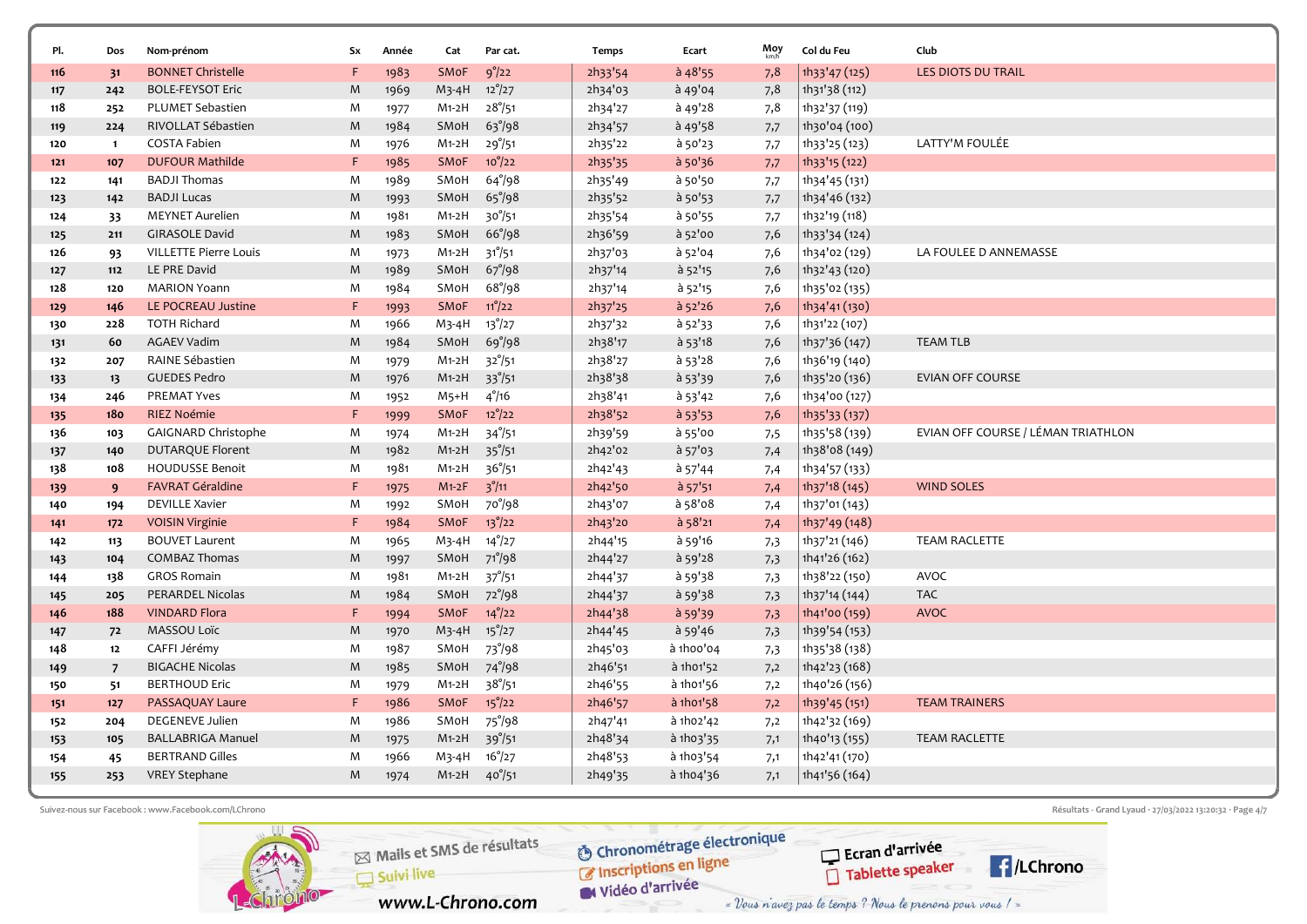| Pl. | Dos | Nom-prénom | Sx | Année | Cat | Par cat. | Temps | Ecart | Moy km/h | Col du Feu | Club |
|---|---|---|---|---|---|---|---|---|---|---|---|
| 116 | 31 | BONNET Christelle | F | 1983 | SMoF | 9°/22 | 2h33'54 | à 48'55 | 7,8 | 1h33'47 (125) | LES DIOTS DU TRAIL |
| 117 | 242 | BOLE-FEYSOT Eric | M | 1969 | M3-4H | 12°/27 | 2h34'03 | à 49'04 | 7,8 | 1h31'38 (112) | |
| 118 | 252 | PLUMET Sebastien | M | 1977 | M1-2H | 28°/51 | 2h34'27 | à 49'28 | 7,8 | 1h32'37 (119) | |
| 119 | 224 | RIVOLLAT Sébastien | M | 1984 | SMoH | 63°/98 | 2h34'57 | à 49'58 | 7,7 | 1h30'04 (100) | |
| 120 | 1 | COSTA Fabien | M | 1976 | M1-2H | 29°/51 | 2h35'22 | à 50'23 | 7,7 | 1h33'25 (123) | LATTY'M FOULÉE |
| 121 | 107 | DUFOUR Mathilde | F | 1985 | SMoF | 10°/22 | 2h35'35 | à 50'36 | 7,7 | 1h33'15 (122) | |
| 122 | 141 | BADJI Thomas | M | 1989 | SMoH | 64°/98 | 2h35'49 | à 50'50 | 7,7 | 1h34'45 (131) | |
| 123 | 142 | BADJI Lucas | M | 1993 | SMoH | 65°/98 | 2h35'52 | à 50'53 | 7,7 | 1h34'46 (132) | |
| 124 | 33 | MEYNET Aurelien | M | 1981 | M1-2H | 30°/51 | 2h35'54 | à 50'55 | 7,7 | 1h32'19 (118) | |
| 125 | 211 | GIRASOLE David | M | 1983 | SMoH | 66°/98 | 2h36'59 | à 52'00 | 7,6 | 1h33'34 (124) | |
| 126 | 93 | VILLETTE Pierre Louis | M | 1973 | M1-2H | 31°/51 | 2h37'03 | à 52'04 | 7,6 | 1h34'02 (129) | LA FOULEE D ANNEMASSE |
| 127 | 112 | LE PRE David | M | 1989 | SMoH | 67°/98 | 2h37'14 | à 52'15 | 7,6 | 1h32'43 (120) | |
| 128 | 120 | MARION Yoann | M | 1984 | SMoH | 68°/98 | 2h37'14 | à 52'15 | 7,6 | 1h35'02 (135) | |
| 129 | 146 | LE POCREAU Justine | F | 1993 | SMoF | 11°/22 | 2h37'25 | à 52'26 | 7,6 | 1h34'41 (130) | |
| 130 | 228 | TOTH Richard | M | 1966 | M3-4H | 13°/27 | 2h37'32 | à 52'33 | 7,6 | 1h31'22 (107) | |
| 131 | 60 | AGAEV Vadim | M | 1984 | SMoH | 69°/98 | 2h38'17 | à 53'18 | 7,6 | 1h37'36 (147) | TEAM TLB |
| 132 | 207 | RAINE Sébastien | M | 1979 | M1-2H | 32°/51 | 2h38'27 | à 53'28 | 7,6 | 1h36'19 (140) | |
| 133 | 13 | GUEDES Pedro | M | 1976 | M1-2H | 33°/51 | 2h38'38 | à 53'39 | 7,6 | 1h35'20 (136) | EVIAN OFF COURSE |
| 134 | 246 | PREMAT Yves | M | 1952 | M5+H | 4°/16 | 2h38'41 | à 53'42 | 7,6 | 1h34'00 (127) | |
| 135 | 180 | RIEZ Noémie | F | 1999 | SMoF | 12°/22 | 2h38'52 | à 53'53 | 7,6 | 1h35'33 (137) | |
| 136 | 103 | GAIGNARD Christophe | M | 1974 | M1-2H | 34°/51 | 2h39'59 | à 55'00 | 7,5 | 1h35'58 (139) | EVIAN OFF COURSE / LÉMAN TRIATHLON |
| 137 | 140 | DUTARQUE Florent | M | 1982 | M1-2H | 35°/51 | 2h42'02 | à 57'03 | 7,4 | 1h38'08 (149) | |
| 138 | 108 | HOUDUSSE Benoit | M | 1981 | M1-2H | 36°/51 | 2h42'43 | à 57'44 | 7,4 | 1h34'57 (133) | |
| 139 | 9 | FAVRAT Géraldine | F | 1975 | M1-2F | 3°/11 | 2h42'50 | à 57'51 | 7,4 | 1h37'18 (145) | WIND SOLES |
| 140 | 194 | DEVILLE Xavier | M | 1992 | SMoH | 70°/98 | 2h43'07 | à 58'08 | 7,4 | 1h37'01 (143) | |
| 141 | 172 | VOISIN Virginie | F | 1984 | SMoF | 13°/22 | 2h43'20 | à 58'21 | 7,4 | 1h37'49 (148) | |
| 142 | 113 | BOUVET Laurent | M | 1965 | M3-4H | 14°/27 | 2h44'15 | à 59'16 | 7,3 | 1h37'21 (146) | TEAM RACLETTE |
| 143 | 104 | COMBAZ Thomas | M | 1997 | SMoH | 71°/98 | 2h44'27 | à 59'28 | 7,3 | 1h41'26 (162) | |
| 144 | 138 | GROS Romain | M | 1981 | M1-2H | 37°/51 | 2h44'37 | à 59'38 | 7,3 | 1h38'22 (150) | AVOC |
| 145 | 205 | PERARDEL Nicolas | M | 1984 | SMoH | 72°/98 | 2h44'37 | à 59'38 | 7,3 | 1h37'14 (144) | TAC |
| 146 | 188 | VINDARD Flora | F | 1994 | SMoF | 14°/22 | 2h44'38 | à 59'39 | 7,3 | 1h41'00 (159) | AVOC |
| 147 | 72 | MASSOU Loïc | M | 1970 | M3-4H | 15°/27 | 2h44'45 | à 59'46 | 7,3 | 1h39'54 (153) | |
| 148 | 12 | CAFFI Jérémy | M | 1987 | SMoH | 73°/98 | 2h45'03 | à 1h00'04 | 7,3 | 1h35'38 (138) | |
| 149 | 7 | BIGACHE Nicolas | M | 1985 | SMoH | 74°/98 | 2h46'51 | à 1h01'52 | 7,2 | 1h42'23 (168) | |
| 150 | 51 | BERTHOUD Eric | M | 1979 | M1-2H | 38°/51 | 2h46'55 | à 1h01'56 | 7,2 | 1h40'26 (156) | |
| 151 | 127 | PASSAQUAY Laure | F | 1986 | SMoF | 15°/22 | 2h46'57 | à 1h01'58 | 7,2 | 1h39'45 (151) | TEAM TRAINERS |
| 152 | 204 | DEGENEVE Julien | M | 1986 | SMoH | 75°/98 | 2h47'41 | à 1h02'42 | 7,2 | 1h42'32 (169) | |
| 153 | 105 | BALLABRIGA Manuel | M | 1975 | M1-2H | 39°/51 | 2h48'34 | à 1h03'35 | 7,1 | 1h40'13 (155) | TEAM RACLETTE |
| 154 | 45 | BERTRAND Gilles | M | 1966 | M3-4H | 16°/27 | 2h48'53 | à 1h03'54 | 7,1 | 1h42'41 (170) | |
| 155 | 253 | VREY Stephane | M | 1974 | M1-2H | 40°/51 | 2h49'35 | à 1h04'36 | 7,1 | 1h41'56 (164) | |

Suivez-nous sur Facebook : www.Facebook.com/LChrono

Résultats - Grand Lyaud - 27/03/2022 13:20:32 - Page 4/7

Mails et SMS de résultats
Suivi live
www.L-Chrono.com
Chronométrage électronique
Inscriptions en ligne
Vidéo d'arrivée
Ecran d'arrivée
Tablette speaker
/LChrono
« Vous n'avez pas le temps ? Nous le prenons pour vous ! »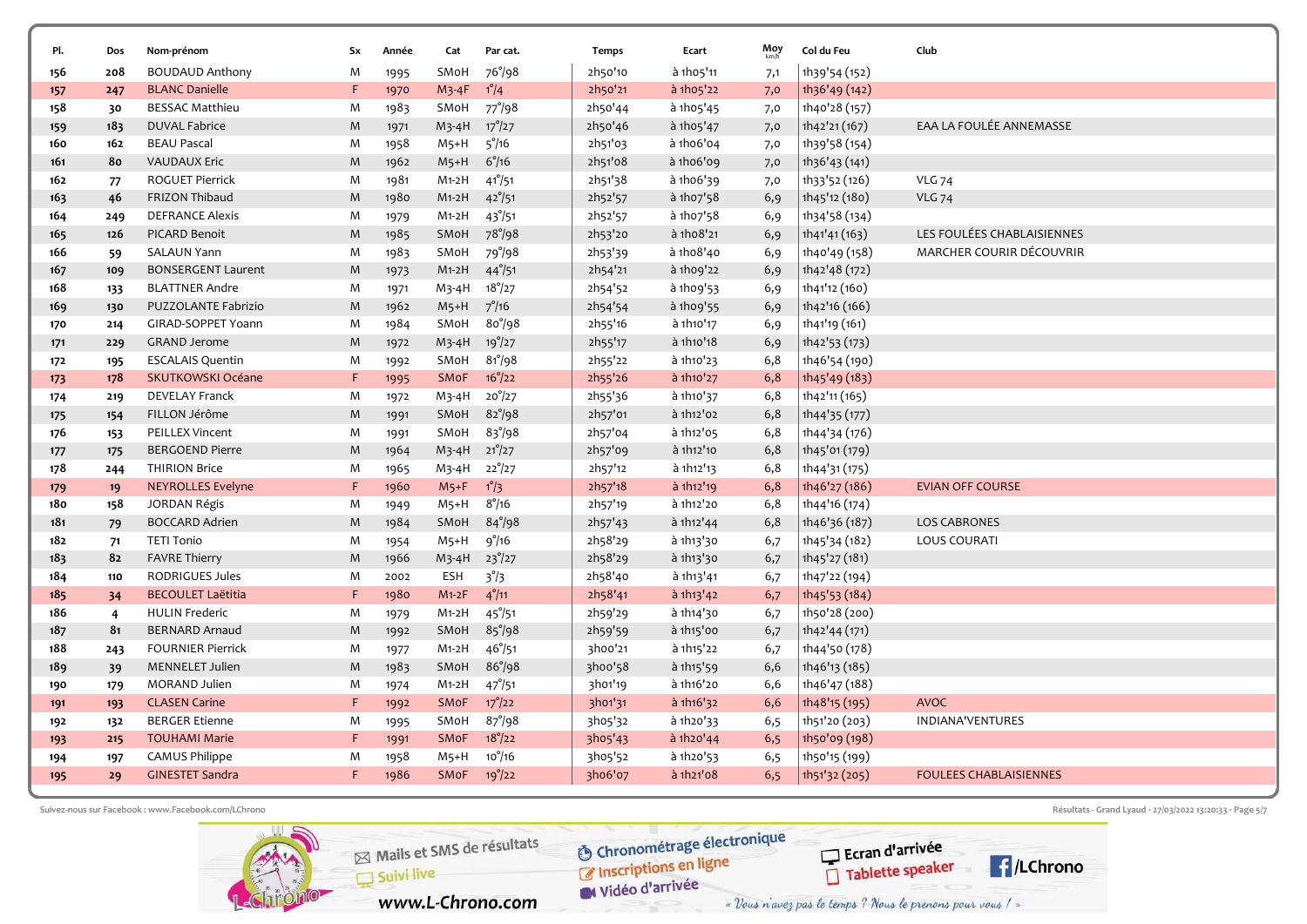| Pl. | Dos | Nom-prénom | Sx | Année | Cat | Par cat. | Temps | Ecart | Moy km/h | Col du Feu | Club |
|---|---|---|---|---|---|---|---|---|---|---|---|
| 156 | 208 | BOUDAUD Anthony | M | 1995 | SM0H | 76°/98 | 2h50'10 | à 1h05'11 | 7,1 | 1h39'54 (152) | |
| 157 | 247 | BLANC Danielle | F | 1970 | M3-4F | 1°/4 | 2h50'21 | à 1h05'22 | 7,0 | 1h36'49 (142) | |
| 158 | 30 | BESSAC Matthieu | M | 1983 | SM0H | 77°/98 | 2h50'44 | à 1h05'45 | 7,0 | 1h40'28 (157) | |
| 159 | 183 | DUVAL Fabrice | M | 1971 | M3-4H | 17°/27 | 2h50'46 | à 1h05'47 | 7,0 | 1h42'21 (167) | EAA LA FOULÉE ANNEMASSE |
| 160 | 162 | BEAU Pascal | M | 1958 | M5+H | 5°/16 | 2h51'03 | à 1h06'04 | 7,0 | 1h39'58 (154) | |
| 161 | 80 | VAUDAUX Eric | M | 1962 | M5+H | 6°/16 | 2h51'08 | à 1h06'09 | 7,0 | 1h36'43 (141) | |
| 162 | 77 | ROGUET Pierrick | M | 1981 | M1-2H | 41°/51 | 2h51'38 | à 1h06'39 | 7,0 | 1h33'52 (126) | VLG 74 |
| 163 | 46 | FRIZON Thibaud | M | 1980 | M1-2H | 42°/51 | 2h52'57 | à 1h07'58 | 6,9 | 1h45'12 (180) | VLG 74 |
| 164 | 249 | DEFRANCE Alexis | M | 1979 | M1-2H | 43°/51 | 2h52'57 | à 1h07'58 | 6,9 | 1h34'58 (134) | |
| 165 | 126 | PICARD Benoit | M | 1985 | SM0H | 78°/98 | 2h53'20 | à 1h08'21 | 6,9 | 1h41'41 (163) | LES FOULÉES CHABLAISIENNES |
| 166 | 59 | SALAUN Yann | M | 1983 | SM0H | 79°/98 | 2h53'39 | à 1h08'40 | 6,9 | 1h40'49 (158) | MARCHER COURIR DÉCOUVRIR |
| 167 | 109 | BONSERGENT Laurent | M | 1973 | M1-2H | 44°/51 | 2h54'21 | à 1h09'22 | 6,9 | 1h42'48 (172) | |
| 168 | 133 | BLATTNER Andre | M | 1971 | M3-4H | 18°/27 | 2h54'52 | à 1h09'53 | 6,9 | 1h41'12 (160) | |
| 169 | 130 | PUZZOLANTE Fabrizio | M | 1962 | M5+H | 7°/16 | 2h54'54 | à 1h09'55 | 6,9 | 1h42'16 (166) | |
| 170 | 214 | GIRAD-SOPPET Yoann | M | 1984 | SM0H | 80°/98 | 2h55'16 | à 1h10'17 | 6,9 | 1h41'19 (161) | |
| 171 | 229 | GRAND Jerome | M | 1972 | M3-4H | 19°/27 | 2h55'17 | à 1h10'18 | 6,9 | 1h42'53 (173) | |
| 172 | 195 | ESCALAIS Quentin | M | 1992 | SM0H | 81°/98 | 2h55'22 | à 1h10'23 | 6,8 | 1h46'54 (190) | |
| 173 | 178 | SKUTKOWSKI Océane | F | 1995 | SM0F | 16°/22 | 2h55'26 | à 1h10'27 | 6,8 | 1h45'49 (183) | |
| 174 | 219 | DEVELAY Franck | M | 1972 | M3-4H | 20°/27 | 2h55'36 | à 1h10'37 | 6,8 | 1h42'11 (165) | |
| 175 | 154 | FILLON Jérôme | M | 1991 | SM0H | 82°/98 | 2h57'01 | à 1h12'02 | 6,8 | 1h44'35 (177) | |
| 176 | 153 | PEILLEX Vincent | M | 1991 | SM0H | 83°/98 | 2h57'04 | à 1h12'05 | 6,8 | 1h44'34 (176) | |
| 177 | 175 | BERGOEND Pierre | M | 1964 | M3-4H | 21°/27 | 2h57'09 | à 1h12'10 | 6,8 | 1h45'01 (179) | |
| 178 | 244 | THIRION Brice | M | 1965 | M3-4H | 22°/27 | 2h57'12 | à 1h12'13 | 6,8 | 1h44'31 (175) | |
| 179 | 19 | NEYROLLES Evelyne | F | 1960 | M5+F | 1°/3 | 2h57'18 | à 1h12'19 | 6,8 | 1h46'27 (186) | EVIAN OFF COURSE |
| 180 | 158 | JORDAN Régis | M | 1949 | M5+H | 8°/16 | 2h57'19 | à 1h12'20 | 6,8 | 1h44'16 (174) | |
| 181 | 79 | BOCCARD Adrien | M | 1984 | SM0H | 84°/98 | 2h57'43 | à 1h12'44 | 6,8 | 1h46'36 (187) | LOS CABRONES |
| 182 | 71 | TETI Tonio | M | 1954 | M5+H | 9°/16 | 2h58'29 | à 1h13'30 | 6,7 | 1h45'34 (182) | LOUS COURATI |
| 183 | 82 | FAVRE Thierry | M | 1966 | M3-4H | 23°/27 | 2h58'29 | à 1h13'30 | 6,7 | 1h45'27 (181) | |
| 184 | 110 | RODRIGUES Jules | M | 2002 | ESH | 3°/3 | 2h58'40 | à 1h13'41 | 6,7 | 1h47'22 (194) | |
| 185 | 34 | BECOULET Laëtitia | F | 1980 | M1-2F | 4°/11 | 2h58'41 | à 1h13'42 | 6,7 | 1h45'53 (184) | |
| 186 | 4 | HULIN Frederic | M | 1979 | M1-2H | 45°/51 | 2h59'29 | à 1h14'30 | 6,7 | 1h50'28 (200) | |
| 187 | 81 | BERNARD Arnaud | M | 1992 | SM0H | 85°/98 | 2h59'59 | à 1h15'00 | 6,7 | 1h42'44 (171) | |
| 188 | 243 | FOURNIER Pierrick | M | 1977 | M1-2H | 46°/51 | 3h00'21 | à 1h15'22 | 6,7 | 1h44'50 (178) | |
| 189 | 39 | MENNELET Julien | M | 1983 | SM0H | 86°/98 | 3h00'58 | à 1h15'59 | 6,6 | 1h46'13 (185) | |
| 190 | 179 | MORAND Julien | M | 1974 | M1-2H | 47°/51 | 3h01'19 | à 1h16'20 | 6,6 | 1h46'47 (188) | |
| 191 | 193 | CLASEN Carine | F | 1992 | SM0F | 17°/22 | 3h01'31 | à 1h16'32 | 6,6 | 1h48'15 (195) | AVOC |
| 192 | 132 | BERGER Etienne | M | 1995 | SM0H | 87°/98 | 3h05'32 | à 1h20'33 | 6,5 | 1h51'20 (203) | INDIANA'VENTURES |
| 193 | 215 | TOUHAMI Marie | F | 1991 | SM0F | 18°/22 | 3h05'43 | à 1h20'44 | 6,5 | 1h50'09 (198) | |
| 194 | 197 | CAMUS Philippe | M | 1958 | M5+H | 10°/16 | 3h05'52 | à 1h20'53 | 6,5 | 1h50'15 (199) | |
| 195 | 29 | GINESTET Sandra | F | 1986 | SM0F | 19°/22 | 3h06'07 | à 1h21'08 | 6,5 | 1h51'32 (205) | FOULEES CHABLAISIENNES |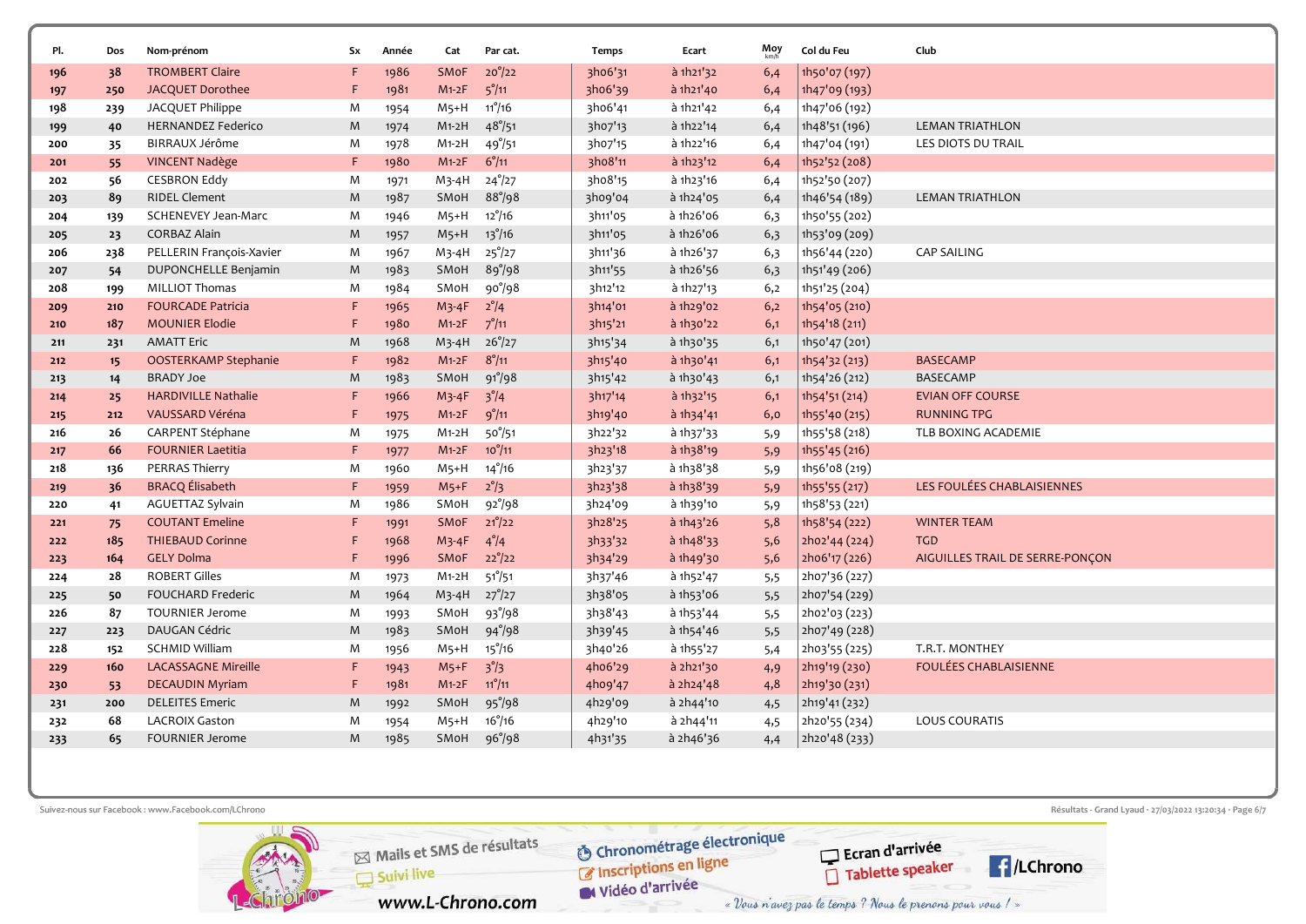| Pl. | Dos | Nom-prénom | Sx | Année | Cat | Par cat. | Temps | Ecart | Moy km/h | Col du Feu | Club |
|---|---|---|---|---|---|---|---|---|---|---|---|
| 196 | 38 | TROMBERT Claire | F | 1986 | SMoF | 20°/22 | 3h06'31 | à 1h21'32 | 6,4 | 1h50'07 (197) | |
| 197 | 250 | JACQUET Dorothee | F | 1981 | M1-2F | 5°/11 | 3h06'39 | à 1h21'40 | 6,4 | 1h47'09 (193) | |
| 198 | 239 | JACQUET Philippe | M | 1954 | M5+H | 11°/16 | 3h06'41 | à 1h21'42 | 6,4 | 1h47'06 (192) | |
| 199 | 40 | HERNANDEZ Federico | M | 1974 | M1-2H | 48°/51 | 3h07'13 | à 1h22'14 | 6,4 | 1h48'51 (196) | LEMAN TRIATHLON |
| 200 | 35 | BIRRAUX Jérôme | M | 1978 | M1-2H | 49°/51 | 3h07'15 | à 1h22'16 | 6,4 | 1h47'04 (191) | LES DIOTS DU TRAIL |
| 201 | 55 | VINCENT Nadège | F | 1980 | M1-2F | 6°/11 | 3h08'11 | à 1h23'12 | 6,4 | 1h52'52 (208) | |
| 202 | 56 | CESBRON Eddy | M | 1971 | M3-4H | 24°/27 | 3h08'15 | à 1h23'16 | 6,4 | 1h52'50 (207) | |
| 203 | 89 | RIDEL Clement | M | 1987 | SMoH | 88°/98 | 3h09'04 | à 1h24'05 | 6,4 | 1h46'54 (189) | LEMAN TRIATHLON |
| 204 | 139 | SCHENEVEY Jean-Marc | M | 1946 | M5+H | 12°/16 | 3h11'05 | à 1h26'06 | 6,3 | 1h50'55 (202) | |
| 205 | 23 | CORBAZ Alain | M | 1957 | M5+H | 13°/16 | 3h11'05 | à 1h26'06 | 6,3 | 1h53'09 (209) | |
| 206 | 238 | PELLERIN François-Xavier | M | 1967 | M3-4H | 25°/27 | 3h11'36 | à 1h26'37 | 6,3 | 1h56'44 (220) | CAP SAILING |
| 207 | 54 | DUPONCHELLE Benjamin | M | 1983 | SMoH | 89°/98 | 3h11'55 | à 1h26'56 | 6,3 | 1h51'49 (206) | |
| 208 | 199 | MILLIOT Thomas | M | 1984 | SMoH | 90°/98 | 3h12'12 | à 1h27'13 | 6,2 | 1h51'25 (204) | |
| 209 | 210 | FOURCADE Patricia | F | 1965 | M3-4F | 2°/4 | 3h14'01 | à 1h29'02 | 6,2 | 1h54'05 (210) | |
| 210 | 187 | MOUNIER Elodie | F | 1980 | M1-2F | 7°/11 | 3h15'21 | à 1h30'22 | 6,1 | 1h54'18 (211) | |
| 211 | 231 | AMATT Eric | M | 1968 | M3-4H | 26°/27 | 3h15'34 | à 1h30'35 | 6,1 | 1h50'47 (201) | |
| 212 | 15 | OOSTERKAMP Stephanie | F | 1982 | M1-2F | 8°/11 | 3h15'40 | à 1h30'41 | 6,1 | 1h54'32 (213) | BASECAMP |
| 213 | 14 | BRADY Joe | M | 1983 | SMoH | 91°/98 | 3h15'42 | à 1h30'43 | 6,1 | 1h54'26 (212) | BASECAMP |
| 214 | 25 | HARDIVILLE Nathalie | F | 1966 | M3-4F | 3°/4 | 3h17'14 | à 1h32'15 | 6,1 | 1h54'51 (214) | EVIAN OFF COURSE |
| 215 | 212 | VAUSSARD Véréna | F | 1975 | M1-2F | 9°/11 | 3h19'40 | à 1h34'41 | 6,0 | 1h55'40 (215) | RUNNING TPG |
| 216 | 26 | CARPENT Stéphane | M | 1975 | M1-2H | 50°/51 | 3h22'32 | à 1h37'33 | 5,9 | 1h55'58 (218) | TLB BOXING ACADEMIE |
| 217 | 66 | FOURNIER Laetitia | F | 1977 | M1-2F | 10°/11 | 3h23'18 | à 1h38'19 | 5,9 | 1h55'45 (216) | |
| 218 | 136 | PERRAS Thierry | M | 1960 | M5+H | 14°/16 | 3h23'37 | à 1h38'38 | 5,9 | 1h56'08 (219) | |
| 219 | 36 | BRACQ Élisabeth | F | 1959 | M5+F | 2°/3 | 3h23'38 | à 1h38'39 | 5,9 | 1h55'55 (217) | LES FOULÉES CHABLAISIENNES |
| 220 | 41 | AGUETTAZ Sylvain | M | 1986 | SMoH | 92°/98 | 3h24'09 | à 1h39'10 | 5,9 | 1h58'53 (221) | |
| 221 | 75 | COUTANT Emeline | F | 1991 | SMoF | 21°/22 | 3h28'25 | à 1h43'26 | 5,8 | 1h58'54 (222) | WINTER TEAM |
| 222 | 185 | THIEBAUD Corinne | F | 1968 | M3-4F | 4°/4 | 3h33'32 | à 1h48'33 | 5,6 | 2h02'44 (224) | TGD |
| 223 | 164 | GELY Dolma | F | 1996 | SMoF | 22°/22 | 3h34'29 | à 1h49'30 | 5,6 | 2h06'17 (226) | AIGUILLES TRAIL DE SERRE-PONÇON |
| 224 | 28 | ROBERT Gilles | M | 1973 | M1-2H | 51°/51 | 3h37'46 | à 1h52'47 | 5,5 | 2h07'36 (227) | |
| 225 | 50 | FOUCHARD Frederic | M | 1964 | M3-4H | 27°/27 | 3h38'05 | à 1h53'06 | 5,5 | 2h07'54 (229) | |
| 226 | 87 | TOURNIER Jerome | M | 1993 | SMoH | 93°/98 | 3h38'43 | à 1h53'44 | 5,5 | 2h02'03 (223) | |
| 227 | 223 | DAUGAN Cédric | M | 1983 | SMoH | 94°/98 | 3h39'45 | à 1h54'46 | 5,5 | 2h07'49 (228) | |
| 228 | 152 | SCHMID William | M | 1956 | M5+H | 15°/16 | 3h40'26 | à 1h55'27 | 5,4 | 2h03'55 (225) | T.R.T. MONTHEY |
| 229 | 160 | LACASSAGNE Mireille | F | 1943 | M5+F | 3°/3 | 4h06'29 | à 2h21'30 | 4,9 | 2h19'19 (230) | FOULÉES CHABLAISIENNE |
| 230 | 53 | DECAUDIN Myriam | F | 1981 | M1-2F | 11°/11 | 4h09'47 | à 2h24'48 | 4,8 | 2h19'30 (231) | |
| 231 | 200 | DELEITES Emeric | M | 1992 | SMoH | 95°/98 | 4h29'09 | à 2h44'10 | 4,5 | 2h19'41 (232) | |
| 232 | 68 | LACROIX Gaston | M | 1954 | M5+H | 16°/16 | 4h29'10 | à 2h44'11 | 4,5 | 2h20'55 (234) | LOUS COURATIS |
| 233 | 65 | FOURNIER Jerome | M | 1985 | SMoH | 96°/98 | 4h31'35 | à 2h46'36 | 4,4 | 2h20'48 (233) | |

Suivez-nous sur Facebook : www.Facebook.com/LChrono

Résultats - Grand Lyaud - 27/03/2022 13:20:34

Mails et SMS de résultats — Suivi live — www.L-Chrono.com — Chronométrage électronique — Inscriptions en ligne — Vidéo d'arrivée — Ecran d'arrivée — Tablette speaker — /LChrono

« Vous n'avez pas le temps ? Nous le prenons pour vous ! »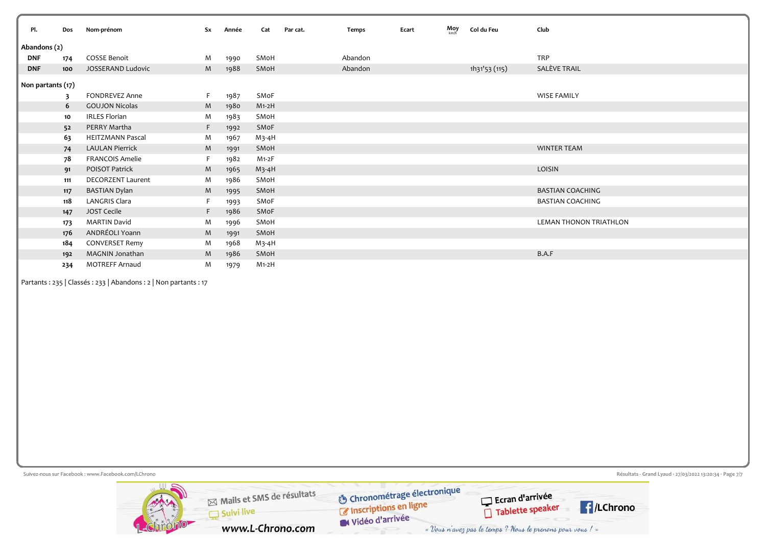| Pl. | Dos | Nom-prénom | Sx | Année | Cat | Par cat. | Temps | Ecart | Moy km/h | Col du Feu | Club |
|---|---|---|---|---|---|---|---|---|---|---|---|
| **Abandons (2)** | | | | | | | | | | | |
| **DNF** | 174 | COSSE Benoit | M | 1990 | SM0H | | Abandon | | | | TRP |
| **DNF** | 100 | JOSSERAND Ludovic | M | 1988 | SM0H | | Abandon | | | 1h31'53 (115) | SALÈVE TRAIL |
| **Non partants (17)** | | | | | | | | | | | |
| | 3 | FONDREVEZ Anne | F | 1987 | SM0F | | | | | | WISE FAMILY |
| | 6 | GOUJON Nicolas | M | 1980 | M1-2H | | | | | | |
| | 10 | IRLES Florian | M | 1983 | SM0H | | | | | | |
| | 52 | PERRY Martha | F | 1992 | SM0F | | | | | | |
| | 63 | HEITZMANN Pascal | M | 1967 | M3-4H | | | | | | |
| | 74 | LAULAN Pierrick | M | 1991 | SM0H | | | | | | WINTER TEAM |
| | 78 | FRANCOIS Amelie | F | 1982 | M1-2F | | | | | | |
| | 91 | POISOT Patrick | M | 1965 | M3-4H | | | | | | LOISIN |
| | 111 | DECORZENT Laurent | M | 1986 | SM0H | | | | | | |
| | 117 | BASTIAN Dylan | M | 1995 | SM0H | | | | | | BASTIAN COACHING |
| | 118 | LANGRIS Clara | F | 1993 | SM0F | | | | | | BASTIAN COACHING |
| | 147 | JOST Cecile | F | 1986 | SM0F | | | | | | |
| | 173 | MARTIN David | M | 1996 | SM0H | | | | | | LEMAN THONON TRIATHLON |
| | 176 | ANDRÉOLI Yoann | M | 1991 | SM0H | | | | | | |
| | 184 | CONVERSET Remy | M | 1968 | M3-4H | | | | | | |
| | 192 | MAGNIN Jonathan | M | 1986 | SM0H | | | | | | B.A.F |
| | 234 | MOTREFF Arnaud | M | 1979 | M1-2H | | | | | | |

Partants : 235 | Classés : 233 | Abandons : 2 | Non partants : 17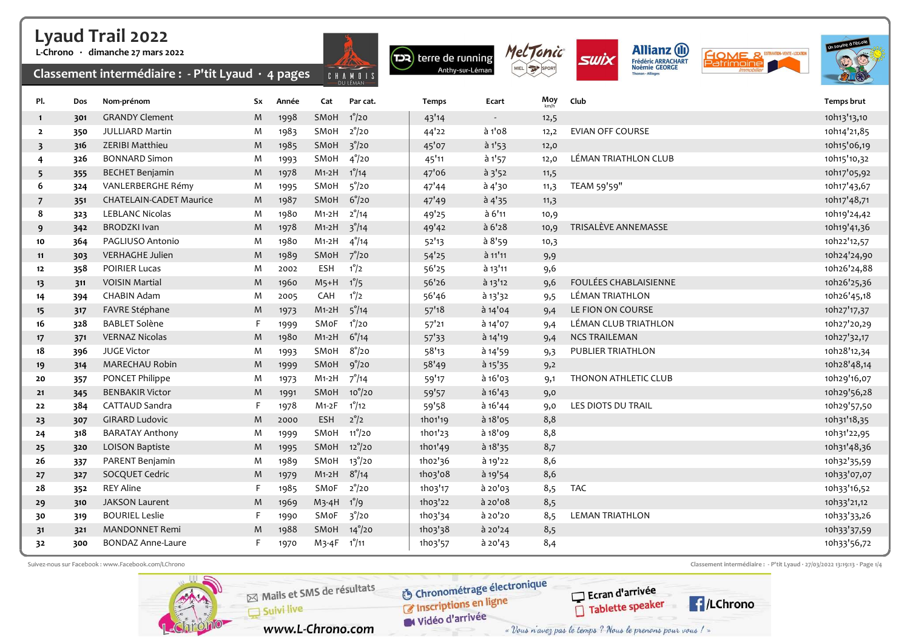# Lyaud Trail 2022

L-Chrono · dimanche 27 mars 2022

## Classement intermédiaire : - P'tit Lyaud · 4 pages

| Pl. | Dos | Nom-prénom | Sx | Année | Cat | Par cat. | Temps | Ecart | Moy km/h | Club | Temps brut |
|---|---|---|---|---|---|---|---|---|---|---|---|
| 1 | 301 | GRANDY Clement | M | 1998 | SMoH | 1°/20 | 43'14 | - | 12,5 | | 10h13'13,10 |
| 2 | 350 | JULLIARD Martin | M | 1983 | SMoH | 2°/20 | 44'22 | à 1'08 | 12,2 | EVIAN OFF COURSE | 10h14'21,85 |
| 3 | 316 | ZERIBI Matthieu | M | 1985 | SMoH | 3°/20 | 45'07 | à 1'53 | 12,0 | | 10h15'06,19 |
| 4 | 326 | BONNARD Simon | M | 1993 | SMoH | 4°/20 | 45'11 | à 1'57 | 12,0 | LÉMAN TRIATHLON CLUB | 10h15'10,32 |
| 5 | 355 | BECHET Benjamin | M | 1978 | M1-2H | 1°/14 | 47'06 | à 3'52 | 11,5 | | 10h17'05,92 |
| 6 | 324 | VANLERBERGHE Rémy | M | 1995 | SMoH | 5°/20 | 47'44 | à 4'30 | 11,3 | TEAM 59'59" | 10h17'43,67 |
| 7 | 351 | CHATELAIN-CADET Maurice | M | 1987 | SMoH | 6°/20 | 47'49 | à 4'35 | 11,3 | | 10h17'48,71 |
| 8 | 323 | LEBLANC Nicolas | M | 1980 | M1-2H | 2°/14 | 49'25 | à 6'11 | 10,9 | | 10h19'24,42 |
| 9 | 342 | BRODZKI Ivan | M | 1978 | M1-2H | 3°/14 | 49'42 | à 6'28 | 10,9 | TRISALÈVE ANNEMASSE | 10h19'41,36 |
| 10 | 364 | PAGLIUSO Antonio | M | 1980 | M1-2H | 4°/14 | 52'13 | à 8'59 | 10,3 | | 10h22'12,57 |
| 11 | 303 | VERHAGHE Julien | M | 1989 | SMoH | 7°/20 | 54'25 | à 11'11 | 9,9 | | 10h24'24,90 |
| 12 | 358 | POIRIER Lucas | M | 2002 | ESH | 1°/2 | 56'25 | à 13'11 | 9,6 | | 10h26'24,88 |
| 13 | 311 | VOISIN Martial | M | 1960 | M5+H | 1°/5 | 56'26 | à 13'12 | 9,6 | FOULÉES CHABLAISIENNE | 10h26'25,36 |
| 14 | 394 | CHABIN Adam | M | 2005 | CAH | 1°/2 | 56'46 | à 13'32 | 9,5 | LÉMAN TRIATHLON | 10h26'45,18 |
| 15 | 317 | FAVRE Stéphane | M | 1973 | M1-2H | 5°/14 | 57'18 | à 14'04 | 9,4 | LE FION ON COURSE | 10h27'17,37 |
| 16 | 328 | BABLET Solène | F | 1999 | SMoF | 1°/20 | 57'21 | à 14'07 | 9,4 | LÉMAN CLUB TRIATHLON | 10h27'20,29 |
| 17 | 371 | VERNAZ Nicolas | M | 1980 | M1-2H | 6°/14 | 57'33 | à 14'19 | 9,4 | NCS TRAILEMAN | 10h27'32,17 |
| 18 | 396 | JUGE Victor | M | 1993 | SMoH | 8°/20 | 58'13 | à 14'59 | 9,3 | PUBLIER TRIATHLON | 10h28'12,34 |
| 19 | 314 | MARECHAU Robin | M | 1999 | SMoH | 9°/20 | 58'49 | à 15'35 | 9,2 | | 10h28'48,14 |
| 20 | 357 | PONCET Philippe | M | 1973 | M1-2H | 7°/14 | 59'17 | à 16'03 | 9,1 | THONON ATHLETIC CLUB | 10h29'16,07 |
| 21 | 345 | BENBAKIR Victor | M | 1991 | SMoH | 10°/20 | 59'57 | à 16'43 | 9,0 | | 10h29'56,28 |
| 22 | 384 | CATTAUD Sandra | F | 1978 | M1-2F | 1°/12 | 59'58 | à 16'44 | 9,0 | LES DIOTS DU TRAIL | 10h29'57,50 |
| 23 | 307 | GIRARD Ludovic | M | 2000 | ESH | 2°/2 | 1h01'19 | à 18'05 | 8,8 | | 10h31'18,35 |
| 24 | 318 | BARATAY Anthony | M | 1999 | SMoH | 11°/20 | 1h01'23 | à 18'09 | 8,8 | | 10h31'22,95 |
| 25 | 320 | LOISON Baptiste | M | 1995 | SMoH | 12°/20 | 1h01'49 | à 18'35 | 8,7 | | 10h31'48,36 |
| 26 | 337 | PARENT Benjamin | M | 1989 | SMoH | 13°/20 | 1h02'36 | à 19'22 | 8,6 | | 10h32'35,59 |
| 27 | 327 | SOCQUET Cedric | M | 1979 | M1-2H | 8°/14 | 1h03'08 | à 19'54 | 8,6 | | 10h33'07,07 |
| 28 | 352 | REY Aline | F | 1985 | SMoF | 2°/20 | 1h03'17 | à 20'03 | 8,5 | TAC | 10h33'16,52 |
| 29 | 310 | JAKSON Laurent | M | 1969 | M3-4H | 1°/9 | 1h03'22 | à 20'08 | 8,5 | | 10h33'21,12 |
| 30 | 319 | BOURIEL Leslie | F | 1990 | SMoF | 3°/20 | 1h03'34 | à 20'20 | 8,5 | LEMAN TRIATHLON | 10h33'33,26 |
| 31 | 321 | MANDONNET Remi | M | 1988 | SMoH | 14°/20 | 1h03'38 | à 20'24 | 8,5 | | 10h33'37,59 |
| 32 | 300 | BONDAZ Anne-Laure | F | 1970 | M3-4F | 1°/11 | 1h03'57 | à 20'43 | 8,4 | | 10h33'56,72 |

Suivez-nous sur Facebook : www.Facebook.com/LChrono

Classement intermédiaire : - P'tit Lyaud · 27/03/2022 13:19:13 · Page 1/4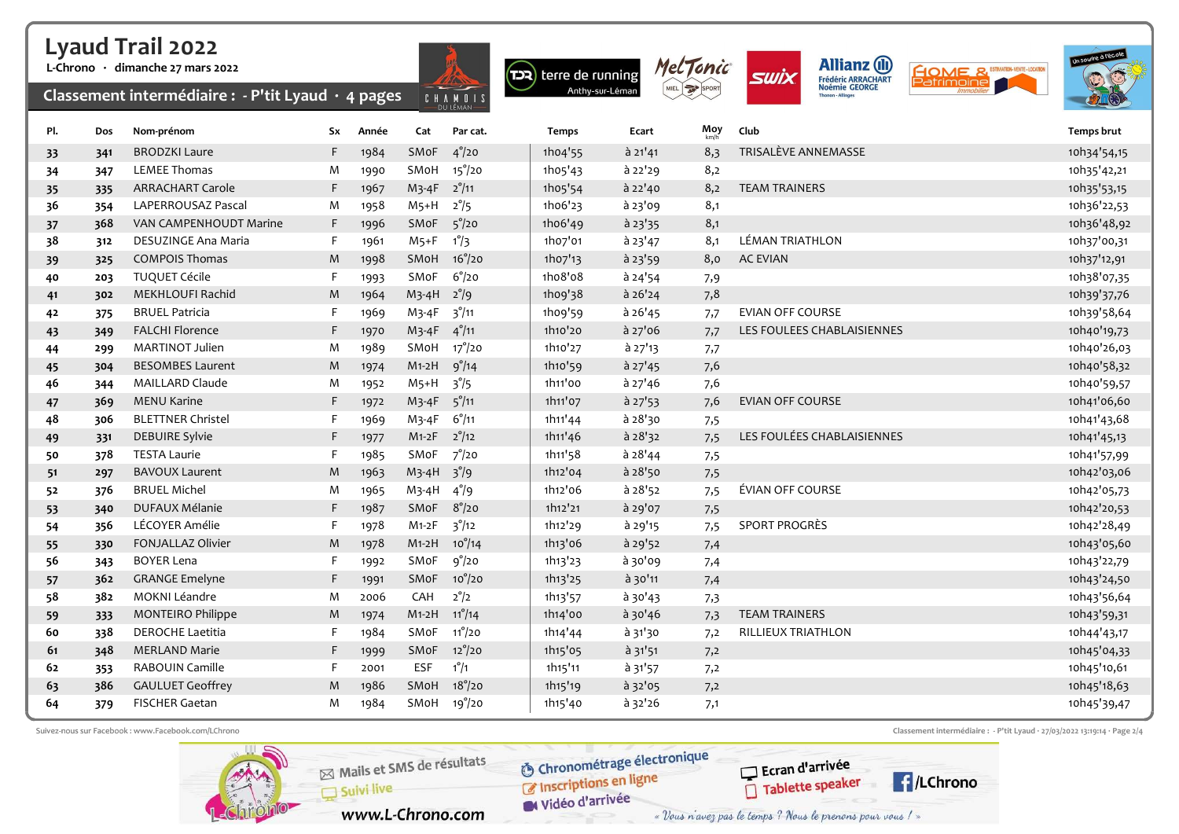# Lyaud Trail 2022

L-Chrono · dimanche 27 mars 2022

## Classement intermédiaire : - P'tit Lyaud · 4 pages

| Pl. | Dos | Nom-prénom | Sx | Année | Cat | Par cat. | Temps | Ecart | Moy km/h | Club | Temps brut |
|---|---|---|---|---|---|---|---|---|---|---|---|
| 33 | 341 | BRODZKI Laure | F | 1984 | SMoF | 4°/20 | 1h04'55 | à 21'41 | 8,3 | TRISALÈVE ANNEMASSE | 10h34'54,15 |
| 34 | 347 | LEMEE Thomas | M | 1990 | SMoH | 15°/20 | 1h05'43 | à 22'29 | 8,2 | | 10h35'42,21 |
| 35 | 335 | ARRACHART Carole | F | 1967 | M3-4F | 2°/11 | 1h05'54 | à 22'40 | 8,2 | TEAM TRAINERS | 10h35'53,15 |
| 36 | 354 | LAPERROUSAZ Pascal | M | 1958 | M5+H | 2°/5 | 1h06'23 | à 23'09 | 8,1 | | 10h36'22,53 |
| 37 | 368 | VAN CAMPENHOUDT Marine | F | 1996 | SMoF | 5°/20 | 1h06'49 | à 23'35 | 8,1 | | 10h36'48,92 |
| 38 | 312 | DESUZINGE Ana Maria | F | 1961 | M5+F | 1°/3 | 1h07'01 | à 23'47 | 8,1 | LÉMAN TRIATHLON | 10h37'00,31 |
| 39 | 325 | COMPOIS Thomas | M | 1998 | SMoH | 16°/20 | 1h07'13 | à 23'59 | 8,0 | AC EVIAN | 10h37'12,91 |
| 40 | 203 | TUQUET Cécile | F | 1993 | SMoF | 6°/20 | 1h08'08 | à 24'54 | 7,9 | | 10h38'07,35 |
| 41 | 302 | MEKHLOUFI Rachid | M | 1964 | M3-4H | 2°/9 | 1h09'38 | à 26'24 | 7,8 | | 10h39'37,76 |
| 42 | 375 | BRUEL Patricia | F | 1969 | M3-4F | 3°/11 | 1h09'59 | à 26'45 | 7,7 | EVIAN OFF COURSE | 10h39'58,64 |
| 43 | 349 | FALCHI Florence | F | 1970 | M3-4F | 4°/11 | 1h10'20 | à 27'06 | 7,7 | LES FOULEES CHABLAISIENNES | 10h40'19,73 |
| 44 | 299 | MARTINOT Julien | M | 1989 | SMoH | 17°/20 | 1h10'27 | à 27'13 | 7,7 | | 10h40'26,03 |
| 45 | 304 | BESOMBES Laurent | M | 1974 | M1-2H | 9°/14 | 1h10'59 | à 27'45 | 7,6 | | 10h40'58,32 |
| 46 | 344 | MAILLARD Claude | M | 1952 | M5+H | 3°/5 | 1h11'00 | à 27'46 | 7,6 | | 10h40'59,57 |
| 47 | 369 | MENU Karine | F | 1972 | M3-4F | 5°/11 | 1h11'07 | à 27'53 | 7,6 | EVIAN OFF COURSE | 10h41'06,60 |
| 48 | 306 | BLETTNER Christel | F | 1969 | M3-4F | 6°/11 | 1h11'44 | à 28'30 | 7,5 | | 10h41'43,68 |
| 49 | 331 | DEBUIRE Sylvie | F | 1977 | M1-2F | 2°/12 | 1h11'46 | à 28'32 | 7,5 | LES FOULÉES CHABLAISIENNES | 10h41'45,13 |
| 50 | 378 | TESTA Laurie | F | 1985 | SMoF | 7°/20 | 1h11'58 | à 28'44 | 7,5 | | 10h41'57,99 |
| 51 | 297 | BAVOUX Laurent | M | 1963 | M3-4H | 3°/9 | 1h12'04 | à 28'50 | 7,5 | | 10h42'03,06 |
| 52 | 376 | BRUEL Michel | M | 1965 | M3-4H | 4°/9 | 1h12'06 | à 28'52 | 7,5 | ÉVIAN OFF COURSE | 10h42'05,73 |
| 53 | 340 | DUFAUX Mélanie | F | 1987 | SMoF | 8°/20 | 1h12'21 | à 29'07 | 7,5 | | 10h42'20,53 |
| 54 | 356 | LÉCOYER Amélie | F | 1978 | M1-2F | 3°/12 | 1h12'29 | à 29'15 | 7,5 | SPORT PROGRÈS | 10h42'28,49 |
| 55 | 330 | FONJALLAZ Olivier | M | 1978 | M1-2H | 10°/14 | 1h13'06 | à 29'52 | 7,4 | | 10h43'05,60 |
| 56 | 343 | BOYER Lena | F | 1992 | SMoF | 9°/20 | 1h13'23 | à 30'09 | 7,4 | | 10h43'22,79 |
| 57 | 362 | GRANGE Emelyne | F | 1991 | SMoF | 10°/20 | 1h13'25 | à 30'11 | 7,4 | | 10h43'24,50 |
| 58 | 382 | MOKNI Léandre | M | 2006 | CAH | 2°/2 | 1h13'57 | à 30'43 | 7,3 | | 10h43'56,64 |
| 59 | 333 | MONTEIRO Philippe | M | 1974 | M1-2H | 11°/14 | 1h14'00 | à 30'46 | 7,3 | TEAM TRAINERS | 10h43'59,31 |
| 60 | 338 | DEROCHE Laetitia | F | 1984 | SMoF | 11°/20 | 1h14'44 | à 31'30 | 7,2 | RILLIEUX TRIATHLON | 10h44'43,17 |
| 61 | 348 | MERLAND Marie | F | 1999 | SMoF | 12°/20 | 1h15'05 | à 31'51 | 7,2 | | 10h45'04,33 |
| 62 | 353 | RABOUIN Camille | F | 2001 | ESF | 1°/1 | 1h15'11 | à 31'57 | 7,2 | | 10h45'10,61 |
| 63 | 386 | GAULUET Geoffrey | M | 1986 | SMoH | 18°/20 | 1h15'19 | à 32'05 | 7,2 | | 10h45'18,63 |
| 64 | 379 | FISCHER Gaetan | M | 1984 | SMoH | 19°/20 | 1h15'40 | à 32'26 | 7,1 | | 10h45'39,47 |

Suivez-nous sur Facebook : www.Facebook.com/LChrono

Classement intermédiaire : - P'tit Lyaud · 27/03/2022 13:19:14 · Page 2/4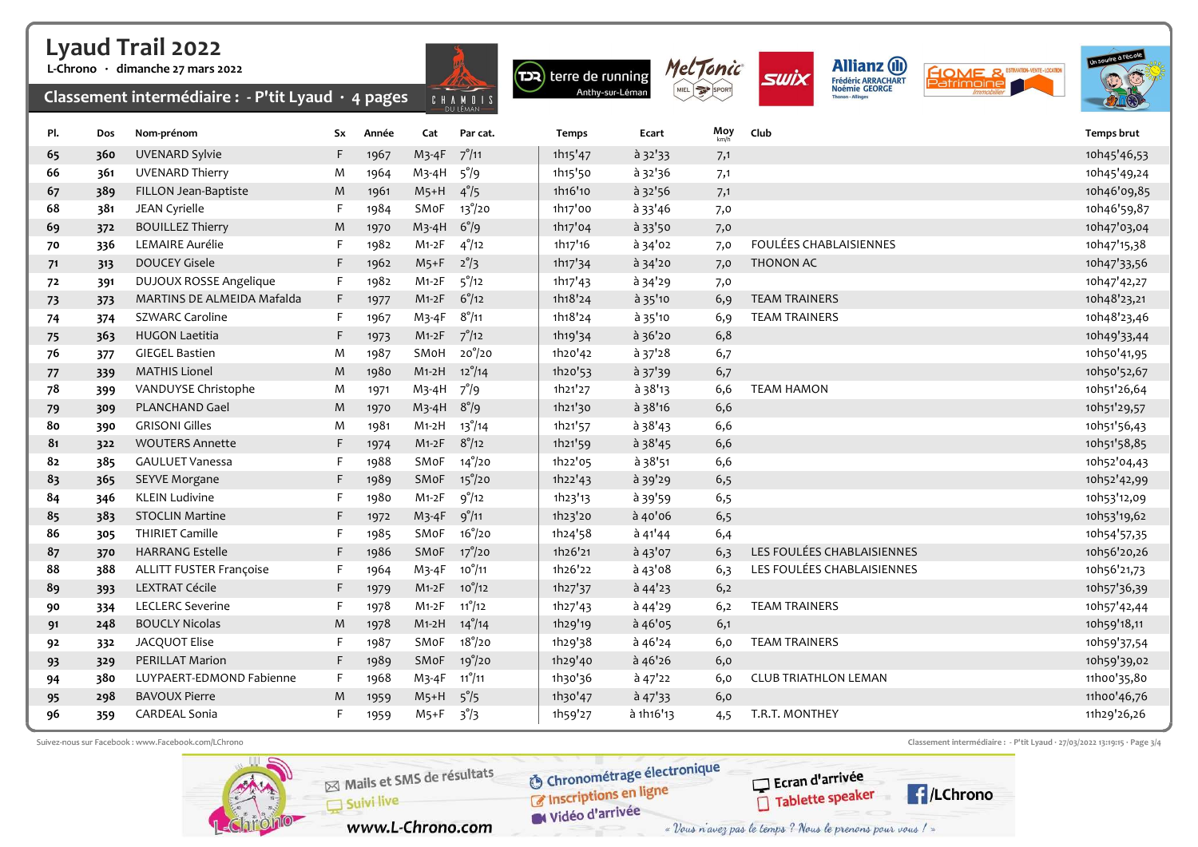# Lyaud Trail 2022

L-Chrono · dimanche 27 mars 2022

## Classement intermédiaire : - P'tit Lyaud · 4 pages

| Pl. | Dos | Nom-prénom | Sx | Année | Cat | Par cat. | Temps | Ecart | Moy km/h | Club | Temps brut |
|---|---|---|---|---|---|---|---|---|---|---|---|
| 65 | 360 | UVENARD Sylvie | F | 1967 | M3-4F | 7°/11 | 1h15'47 | à 32'33 | 7,1 | | 10h45'46,53 |
| 66 | 361 | UVENARD Thierry | M | 1964 | M3-4H | 5°/9 | 1h15'50 | à 32'36 | 7,1 | | 10h45'49,24 |
| 67 | 389 | FILLON Jean-Baptiste | M | 1961 | M5+H | 4°/5 | 1h16'10 | à 32'56 | 7,1 | | 10h46'09,85 |
| 68 | 381 | JEAN Cyrielle | F | 1984 | SMoF | 13°/20 | 1h17'00 | à 33'46 | 7,0 | | 10h46'59,87 |
| 69 | 372 | BOUILLEZ Thierry | M | 1970 | M3-4H | 6°/9 | 1h17'04 | à 33'50 | 7,0 | | 10h47'03,04 |
| 70 | 336 | LEMAIRE Aurélie | F | 1982 | M1-2F | 4°/12 | 1h17'16 | à 34'02 | 7,0 | FOULÉES CHABLAISIENNES | 10h47'15,38 |
| 71 | 313 | DOUCEY Gisele | F | 1962 | M5+F | 2°/3 | 1h17'34 | à 34'20 | 7,0 | THONON AC | 10h47'33,56 |
| 72 | 391 | DUJOUX ROSSE Angelique | F | 1982 | M1-2F | 5°/12 | 1h17'43 | à 34'29 | 7,0 | | 10h47'42,27 |
| 73 | 373 | MARTINS DE ALMEIDA Mafalda | F | 1977 | M1-2F | 6°/12 | 1h18'24 | à 35'10 | 6,9 | TEAM TRAINERS | 10h48'23,21 |
| 74 | 374 | SZWARC Caroline | F | 1967 | M3-4F | 8°/11 | 1h18'24 | à 35'10 | 6,9 | TEAM TRAINERS | 10h48'23,46 |
| 75 | 363 | HUGON Laetitia | F | 1973 | M1-2F | 7°/12 | 1h19'34 | à 36'20 | 6,8 | | 10h49'33,44 |
| 76 | 377 | GIEGEL Bastien | M | 1987 | SMoH | 20°/20 | 1h20'42 | à 37'28 | 6,7 | | 10h50'41,95 |
| 77 | 339 | MATHIS Lionel | M | 1980 | M1-2H | 12°/14 | 1h20'53 | à 37'39 | 6,7 | | 10h50'52,67 |
| 78 | 399 | VANDUYSE Christophe | M | 1971 | M3-4H | 7°/9 | 1h21'27 | à 38'13 | 6,6 | TEAM HAMON | 10h51'26,64 |
| 79 | 309 | PLANCHAND Gael | M | 1970 | M3-4H | 8°/9 | 1h21'30 | à 38'16 | 6,6 | | 10h51'29,57 |
| 80 | 390 | GRISONI Gilles | M | 1981 | M1-2H | 13°/14 | 1h21'57 | à 38'43 | 6,6 | | 10h51'56,43 |
| 81 | 322 | WOUTERS Annette | F | 1974 | M1-2F | 8°/12 | 1h21'59 | à 38'45 | 6,6 | | 10h51'58,85 |
| 82 | 385 | GAULUET Vanessa | F | 1988 | SMoF | 14°/20 | 1h22'05 | à 38'51 | 6,6 | | 10h52'04,43 |
| 83 | 365 | SEYVE Morgane | F | 1989 | SMoF | 15°/20 | 1h22'43 | à 39'29 | 6,5 | | 10h52'42,99 |
| 84 | 346 | KLEIN Ludivine | F | 1980 | M1-2F | 9°/12 | 1h23'13 | à 39'59 | 6,5 | | 10h53'12,09 |
| 85 | 383 | STOCLIN Martine | F | 1972 | M3-4F | 9°/11 | 1h23'20 | à 40'06 | 6,5 | | 10h53'19,62 |
| 86 | 305 | THIRIET Camille | F | 1985 | SMoF | 16°/20 | 1h24'58 | à 41'44 | 6,4 | | 10h54'57,35 |
| 87 | 370 | HARRANG Estelle | F | 1986 | SMoF | 17°/20 | 1h26'21 | à 43'07 | 6,3 | LES FOULÉES CHABLAISIENNES | 10h56'20,26 |
| 88 | 388 | ALLITT FUSTER Françoise | F | 1964 | M3-4F | 10°/11 | 1h26'22 | à 43'08 | 6,3 | LES FOULÉES CHABLAISIENNES | 10h56'21,73 |
| 89 | 393 | LEXTRAT Cécile | F | 1979 | M1-2F | 10°/12 | 1h27'37 | à 44'23 | 6,2 | | 10h57'36,39 |
| 90 | 334 | LECLERC Severine | F | 1978 | M1-2F | 11°/12 | 1h27'43 | à 44'29 | 6,2 | TEAM TRAINERS | 10h57'42,44 |
| 91 | 248 | BOUCLY Nicolas | M | 1978 | M1-2H | 14°/14 | 1h29'19 | à 46'05 | 6,1 | | 10h59'18,11 |
| 92 | 332 | JACQUOT Elise | F | 1987 | SMoF | 18°/20 | 1h29'38 | à 46'24 | 6,0 | TEAM TRAINERS | 10h59'37,54 |
| 93 | 329 | PERILLAT Marion | F | 1989 | SMoF | 19°/20 | 1h29'40 | à 46'26 | 6,0 | | 10h59'39,02 |
| 94 | 380 | LUYPAERT-EDMOND Fabienne | F | 1968 | M3-4F | 11°/11 | 1h30'36 | à 47'22 | 6,0 | CLUB TRIATHLON LEMAN | 11h00'35,80 |
| 95 | 298 | BAVOUX Pierre | M | 1959 | M5+H | 5°/5 | 1h30'47 | à 47'33 | 6,0 | | 11h00'46,76 |
| 96 | 359 | CARDEAL Sonia | F | 1959 | M5+F | 3°/3 | 1h59'27 | à 1h16'13 | 4,5 | T.R.T. MONTHEY | 11h29'26,26 |

Suivez-nous sur Facebook : www.Facebook.com/LChrono

Classement intermédiaire : - P'tit Lyaud · 27/03/2022 13:19:15 · Page 3/4

Mails et SMS de résultats · Suivi live · Chronométrage électronique · Inscriptions en ligne · Vidéo d'arrivée · Ecran d'arrivée · Tablette speaker · /LChrono

www.L-Chrono.com

« Vous n'avez pas le temps ? Nous le prenons pour vous ! »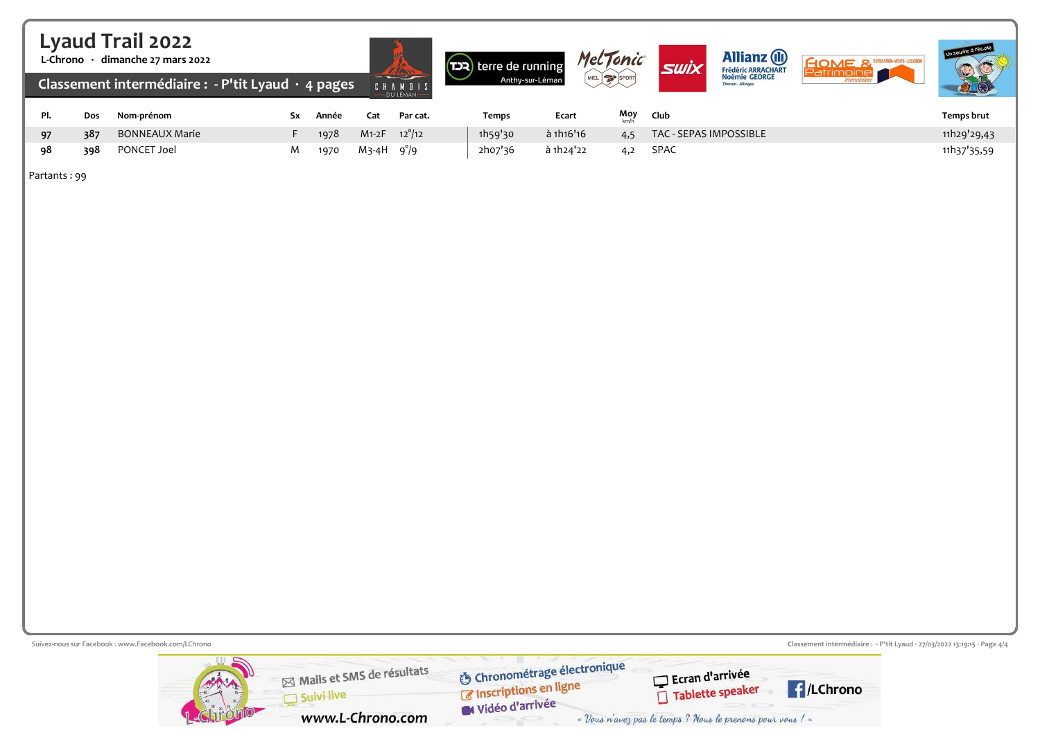# Lyaud Trail 2022

L-Chrono · dimanche 27 mars 2022

## Classement intermédiaire : - P'tit Lyaud · 4 pages

| Pl. | Dos | Nom-prénom | Sx | Année | Cat | Par cat. | Temps | Ecart | Moy km/h | Club | Temps brut |
|---|---|---|---|---|---|---|---|---|---|---|---|
| 97 | 387 | BONNEAUX Marie | F | 1978 | M1-2F | 12°/12 | 1h59'30 | à 1h16'16 | 4,5 | TAC - SEPAS IMPOSSIBLE | 11h29'29,43 |
| 98 | 398 | PONCET Joel | M | 1970 | M3-4H | 9°/9 | 2h07'36 | à 1h24'22 | 4,2 | SPAC | 11h37'35,59 |

Partants : 99